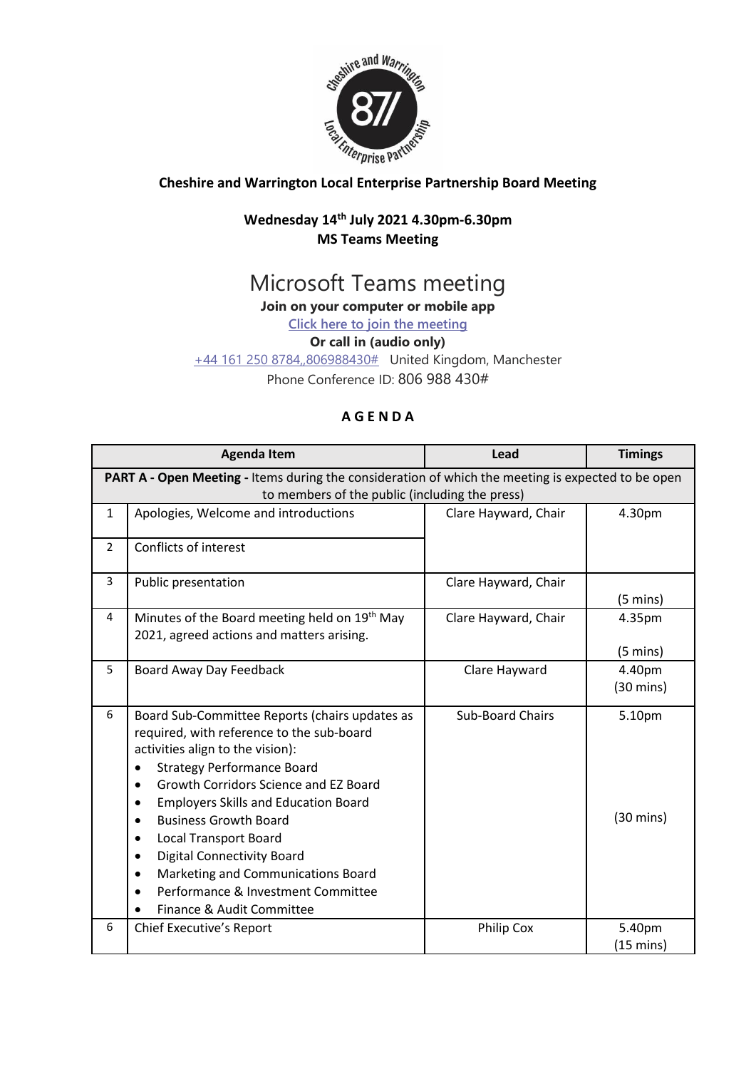**Cheshire and Warrington Local Enterprise Partnership Board Meeting**

**Wednesday 14th July 2021 4.30pm-6.30pm**
**MS Teams Meeting**

Microsoft Teams meeting

**Join on your computer or mobile app**

[Click here to join the meeting]

**Or call in (audio only)**

+44 161 250 8784,,806988430# United Kingdom, Manchester

Phone Conference ID: 806 988 430#

**A G E N D A**

| | Agenda Item | Lead | Timings |
|---|---|---|---|
| **PART A - Open Meeting -** Items during the consideration of which the meeting is expected to be open to members of the public (including the press) | | | |
| 1 | Apologies, Welcome and introductions | Clare Hayward, Chair | 4.30pm |
| 2 | Conflicts of interest | | |
| 3 | Public presentation | Clare Hayward, Chair | (5 mins) |
| 4 | Minutes of the Board meeting held on 19th May 2021, agreed actions and matters arising. | Clare Hayward, Chair | 4.35pm (5 mins) |
| 5 | Board Away Day Feedback | Clare Hayward | 4.40pm (30 mins) |
| 6 | Board Sub-Committee Reports (chairs updates as required, with reference to the sub-board activities align to the vision):<br>• Strategy Performance Board<br>• Growth Corridors Science and EZ Board<br>• Employers Skills and Education Board<br>• Business Growth Board<br>• Local Transport Board<br>• Digital Connectivity Board<br>• Marketing and Communications Board<br>• Performance & Investment Committee<br>• Finance & Audit Committee | Sub-Board Chairs | 5.10pm (30 mins) |
| 6 | Chief Executive's Report | Philip Cox | 5.40pm (15 mins) |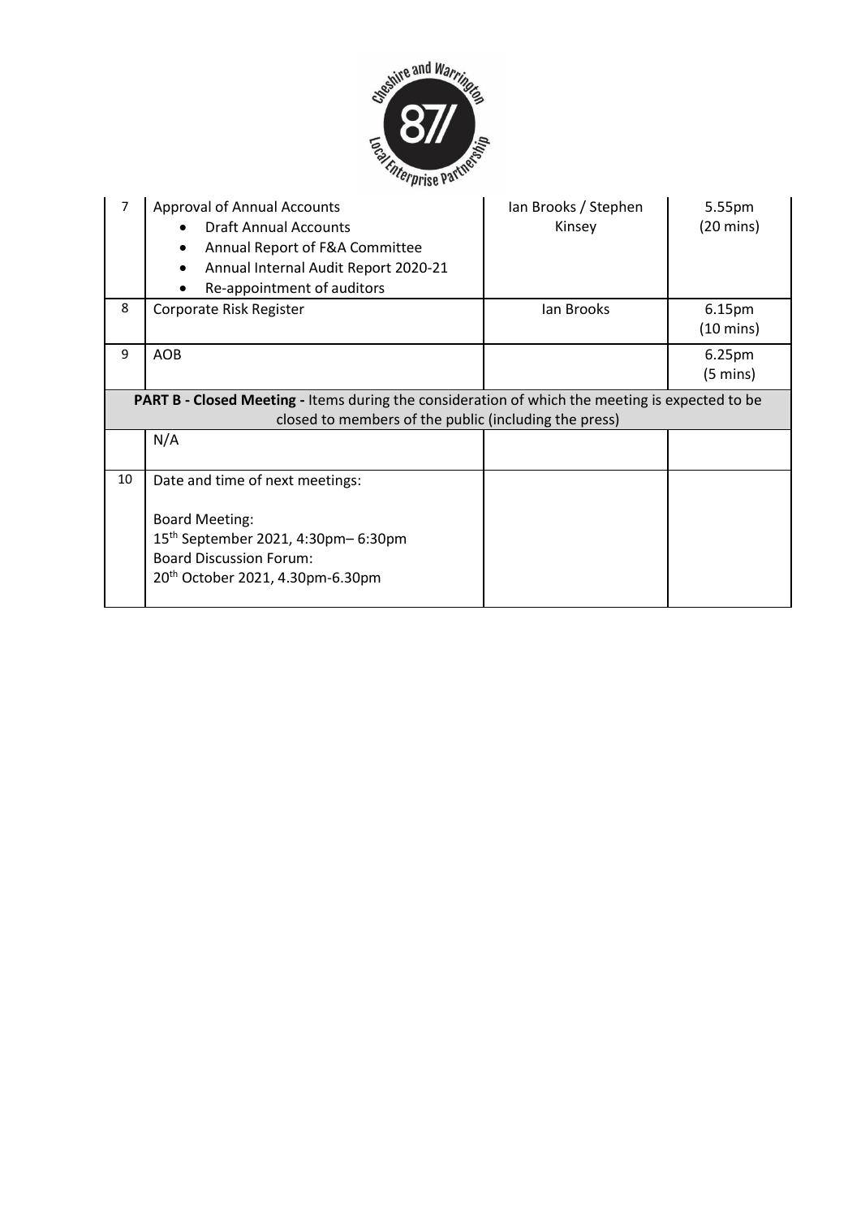| | | | |
|---|---|---|---|
| 7 | Approval of Annual Accounts<br>• Draft Annual Accounts<br>• Annual Report of F&A Committee<br>• Annual Internal Audit Report 2020-21<br>• Re-appointment of auditors | Ian Brooks / Stephen Kinsey | 5.55pm (20 mins) |
| 8 | Corporate Risk Register | Ian Brooks | 6.15pm (10 mins) |
| 9 | AOB | | 6.25pm (5 mins) |
| | **PART B - Closed Meeting -** Items during the consideration of which the meeting is expected to be closed to members of the public (including the press) | | |
| | N/A | | |
| 10 | Date and time of next meetings:<br><br>Board Meeting:<br>15th September 2021, 4:30pm– 6:30pm<br>Board Discussion Forum:<br>20th October 2021, 4.30pm-6.30pm | | |